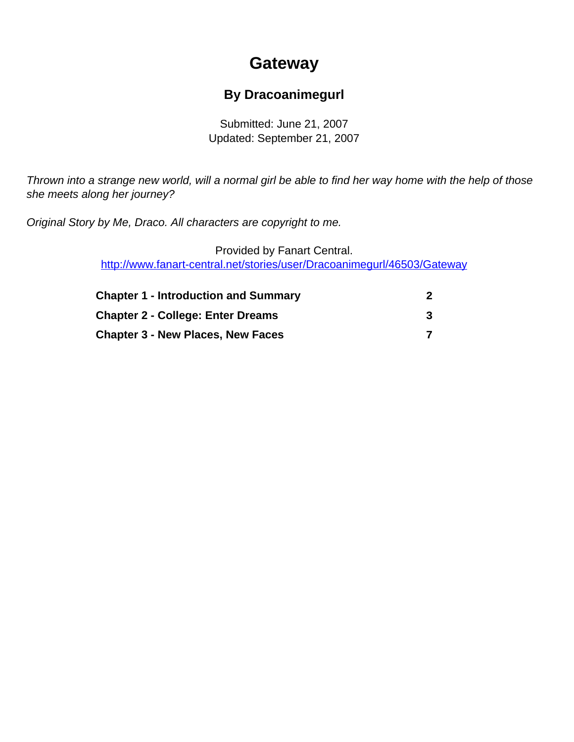# Gateway

### By Dracoanimegurl

Submitted: June 21, 2007
Updated: September 21, 2007

*Thrown into a strange new world, will a normal girl be able to find her way home with the help of those she meets along her journey?*

*Original Story by Me, Draco. All characters are copyright to me.*

Provided by Fanart Central.
[http://www.fanart-central.net/stories/user/Dracoanimegurl/46503/Gateway](http://www.fanart-central.net/stories/user/Dracoanimegurl/46503/Gateway)

| | |
|---|---|
| **Chapter 1 - Introduction and Summary** | **2** |
| **Chapter 2 - College: Enter Dreams** | **3** |
| **Chapter 3 - New Places, New Faces** | **7** |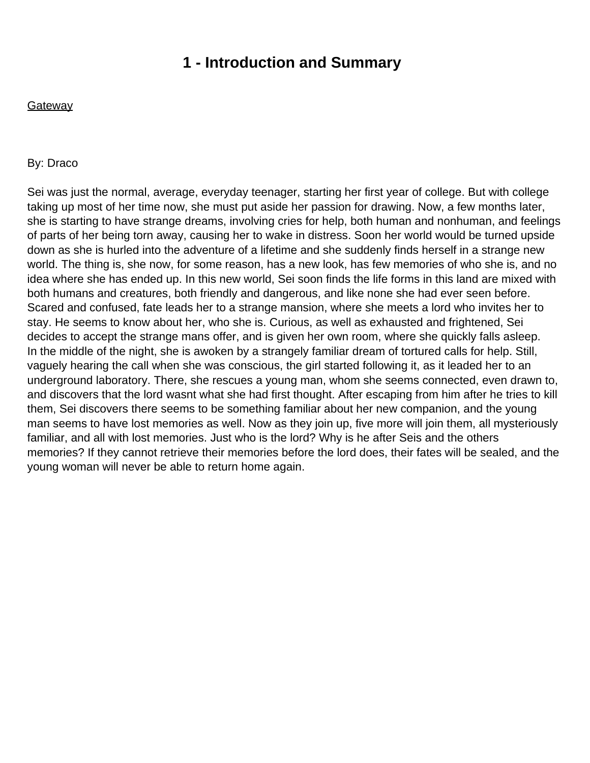# 1 - Introduction and Summary

Gateway

By: Draco

Sei was just the normal, average, everyday teenager, starting her first year of college. But with college taking up most of her time now, she must put aside her passion for drawing. Now, a few months later, she is starting to have strange dreams, involving cries for help, both human and nonhuman, and feelings of parts of her being torn away, causing her to wake in distress. Soon her world would be turned upside down as she is hurled into the adventure of a lifetime and she suddenly finds herself in a strange new world. The thing is, she now, for some reason, has a new look, has few memories of who she is, and no idea where she has ended up. In this new world, Sei soon finds the life forms in this land are mixed with both humans and creatures, both friendly and dangerous, and like none she had ever seen before. Scared and confused, fate leads her to a strange mansion, where she meets a lord who invites her to stay. He seems to know about her, who she is. Curious, as well as exhausted and frightened, Sei decides to accept the strange mans offer, and is given her own room, where she quickly falls asleep. In the middle of the night, she is awoken by a strangely familiar dream of tortured calls for help. Still, vaguely hearing the call when she was conscious, the girl started following it, as it leaded her to an underground laboratory. There, she rescues a young man, whom she seems connected, even drawn to, and discovers that the lord wasnt what she had first thought. After escaping from him after he tries to kill them, Sei discovers there seems to be something familiar about her new companion, and the young man seems to have lost memories as well. Now as they join up, five more will join them, all mysteriously familiar, and all with lost memories. Just who is the lord? Why is he after Seis and the others memories? If they cannot retrieve their memories before the lord does, their fates will be sealed, and the young woman will never be able to return home again.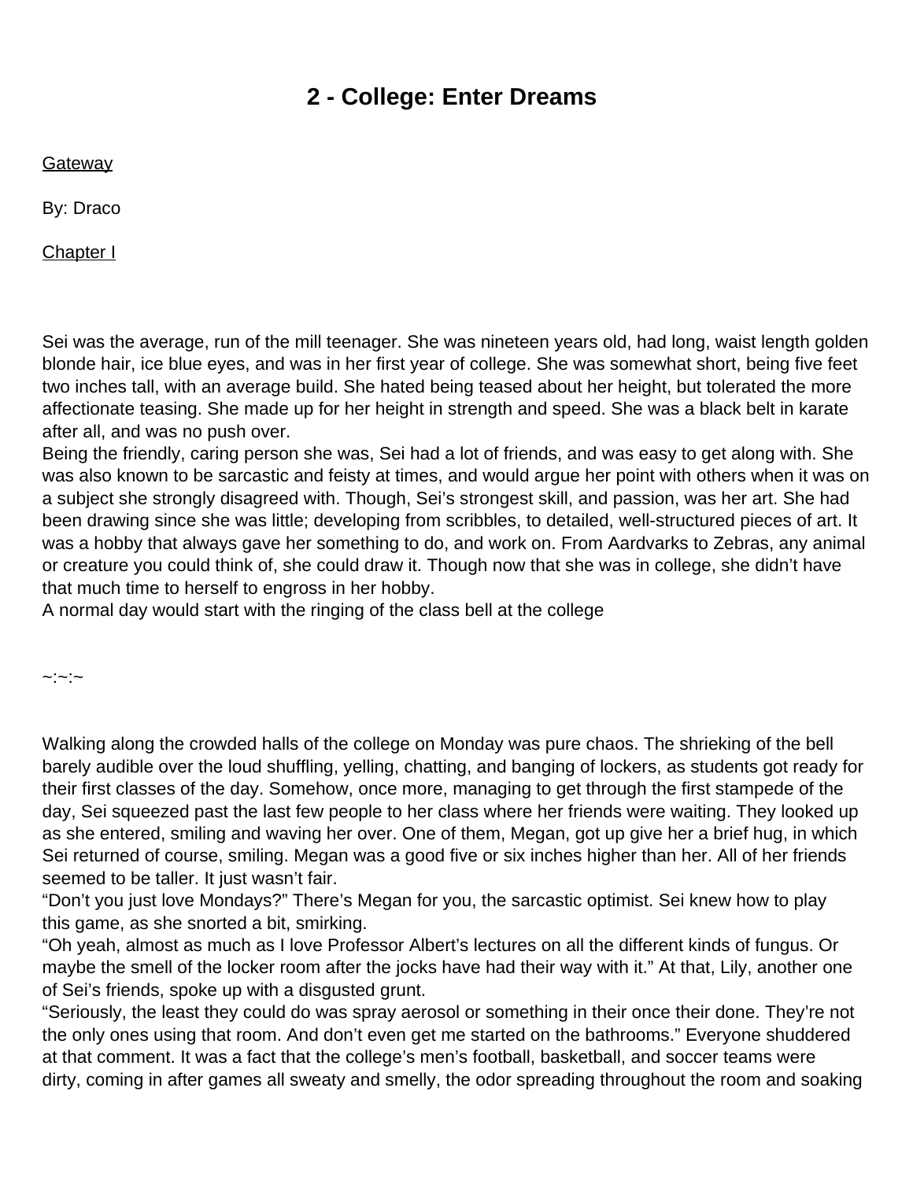# 2 - College: Enter Dreams

Gateway

By: Draco

Chapter I

Sei was the average, run of the mill teenager. She was nineteen years old, had long, waist length golden blonde hair, ice blue eyes, and was in her first year of college. She was somewhat short, being five feet two inches tall, with an average build. She hated being teased about her height, but tolerated the more affectionate teasing. She made up for her height in strength and speed. She was a black belt in karate after all, and was no push over.

Being the friendly, caring person she was, Sei had a lot of friends, and was easy to get along with. She was also known to be sarcastic and feisty at times, and would argue her point with others when it was on a subject she strongly disagreed with. Though, Sei's strongest skill, and passion, was her art. She had been drawing since she was little; developing from scribbles, to detailed, well-structured pieces of art. It was a hobby that always gave her something to do, and work on. From Aardvarks to Zebras, any animal or creature you could think of, she could draw it. Though now that she was in college, she didn't have that much time to herself to engross in her hobby.

A normal day would start with the ringing of the class bell at the college

~:~:~

Walking along the crowded halls of the college on Monday was pure chaos. The shrieking of the bell barely audible over the loud shuffling, yelling, chatting, and banging of lockers, as students got ready for their first classes of the day. Somehow, once more, managing to get through the first stampede of the day, Sei squeezed past the last few people to her class where her friends were waiting. They looked up as she entered, smiling and waving her over. One of them, Megan, got up give her a brief hug, in which Sei returned of course, smiling. Megan was a good five or six inches higher than her. All of her friends seemed to be taller. It just wasn't fair.

"Don't you just love Mondays?" There's Megan for you, the sarcastic optimist. Sei knew how to play this game, as she snorted a bit, smirking.

"Oh yeah, almost as much as I love Professor Albert's lectures on all the different kinds of fungus. Or maybe the smell of the locker room after the jocks have had their way with it." At that, Lily, another one of Sei's friends, spoke up with a disgusted grunt.

"Seriously, the least they could do was spray aerosol or something in their once their done. They're not the only ones using that room. And don't even get me started on the bathrooms." Everyone shuddered at that comment. It was a fact that the college's men's football, basketball, and soccer teams were dirty, coming in after games all sweaty and smelly, the odor spreading throughout the room and soaking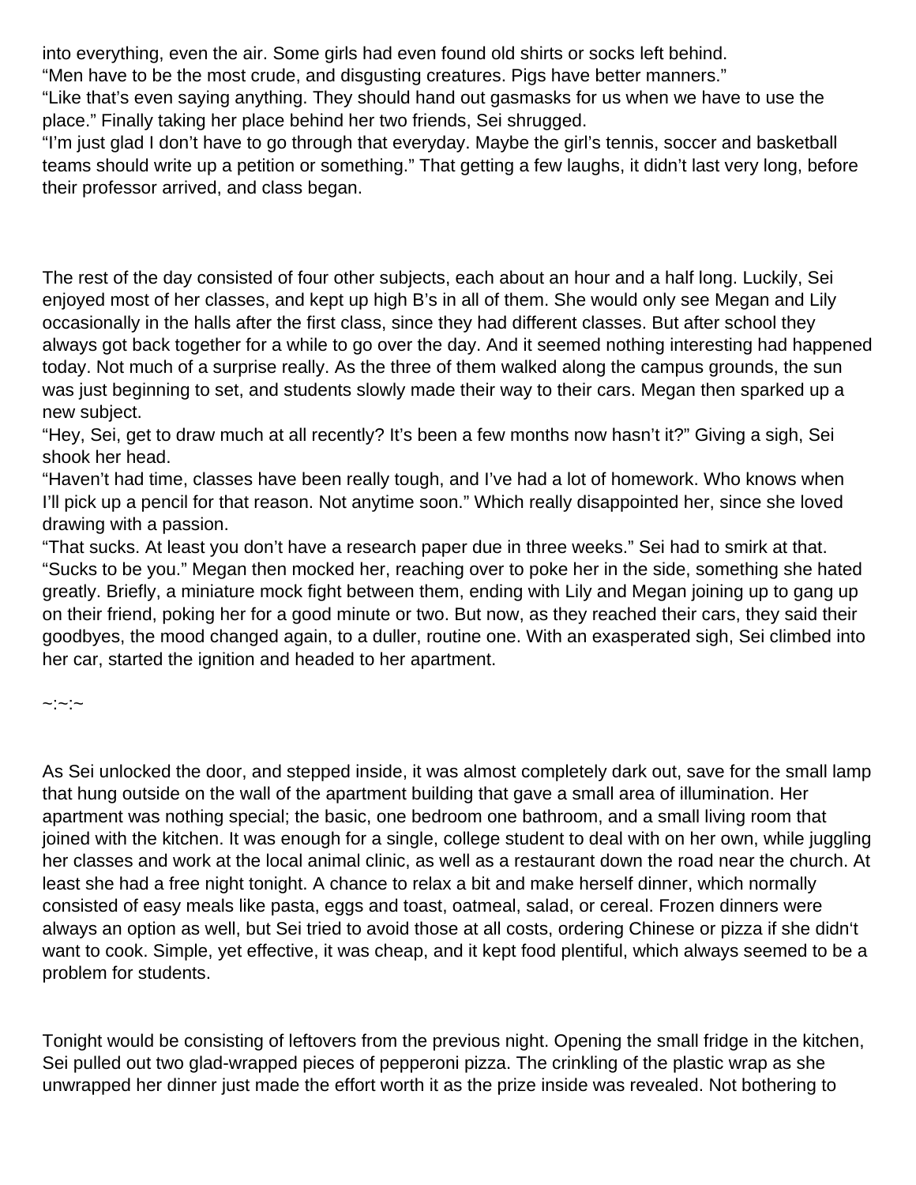into everything, even the air. Some girls had even found old shirts or socks left behind.
"Men have to be the most crude, and disgusting creatures. Pigs have better manners."
"Like that's even saying anything. They should hand out gasmasks for us when we have to use the place." Finally taking her place behind her two friends, Sei shrugged.
"I'm just glad I don't have to go through that everyday. Maybe the girl's tennis, soccer and basketball teams should write up a petition or something." That getting a few laughs, it didn't last very long, before their professor arrived, and class began.

The rest of the day consisted of four other subjects, each about an hour and a half long. Luckily, Sei enjoyed most of her classes, and kept up high B's in all of them. She would only see Megan and Lily occasionally in the halls after the first class, since they had different classes. But after school they always got back together for a while to go over the day. And it seemed nothing interesting had happened today. Not much of a surprise really. As the three of them walked along the campus grounds, the sun was just beginning to set, and students slowly made their way to their cars. Megan then sparked up a new subject.
"Hey, Sei, get to draw much at all recently? It's been a few months now hasn't it?" Giving a sigh, Sei shook her head.
"Haven't had time, classes have been really tough, and I've had a lot of homework. Who knows when I'll pick up a pencil for that reason. Not anytime soon." Which really disappointed her, since she loved drawing with a passion.
"That sucks. At least you don't have a research paper due in three weeks." Sei had to smirk at that.
"Sucks to be you." Megan then mocked her, reaching over to poke her in the side, something she hated greatly. Briefly, a miniature mock fight between them, ending with Lily and Megan joining up to gang up on their friend, poking her for a good minute or two. But now, as they reached their cars, they said their goodbyes, the mood changed again, to a duller, routine one. With an exasperated sigh, Sei climbed into her car, started the ignition and headed to her apartment.

~:~:~

As Sei unlocked the door, and stepped inside, it was almost completely dark out, save for the small lamp that hung outside on the wall of the apartment building that gave a small area of illumination. Her apartment was nothing special; the basic, one bedroom one bathroom, and a small living room that joined with the kitchen. It was enough for a single, college student to deal with on her own, while juggling her classes and work at the local animal clinic, as well as a restaurant down the road near the church. At least she had a free night tonight. A chance to relax a bit and make herself dinner, which normally consisted of easy meals like pasta, eggs and toast, oatmeal, salad, or cereal. Frozen dinners were always an option as well, but Sei tried to avoid those at all costs, ordering Chinese or pizza if she didn't want to cook. Simple, yet effective, it was cheap, and it kept food plentiful, which always seemed to be a problem for students.

Tonight would be consisting of leftovers from the previous night. Opening the small fridge in the kitchen, Sei pulled out two glad-wrapped pieces of pepperoni pizza. The crinkling of the plastic wrap as she unwrapped her dinner just made the effort worth it as the prize inside was revealed. Not bothering to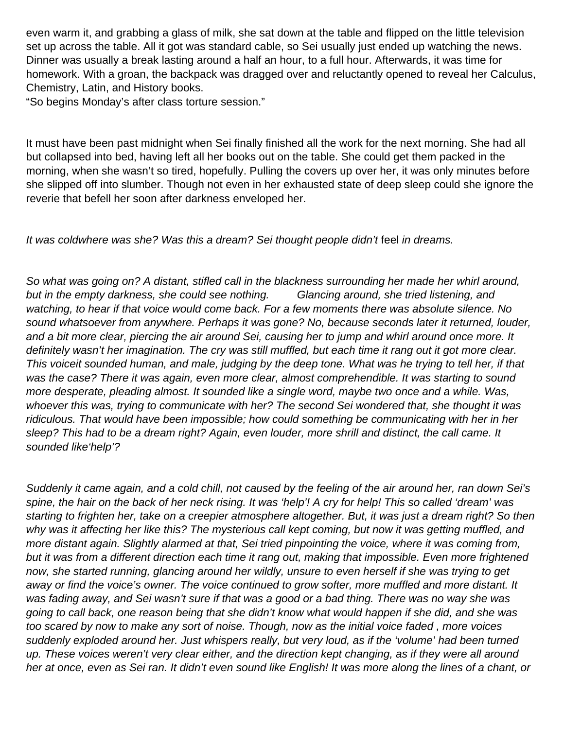even warm it, and grabbing a glass of milk, she sat down at the table and flipped on the little television set up across the table. All it got was standard cable, so Sei usually just ended up watching the news. Dinner was usually a break lasting around a half an hour, to a full hour. Afterwards, it was time for homework. With a groan, the backpack was dragged over and reluctantly opened to reveal her Calculus, Chemistry, Latin, and History books.

"So begins Monday's after class torture session."

It must have been past midnight when Sei finally finished all the work for the next morning. She had all but collapsed into bed, having left all her books out on the table. She could get them packed in the morning, when she wasn't so tired, hopefully. Pulling the covers up over her, it was only minutes before she slipped off into slumber. Though not even in her exhausted state of deep sleep could she ignore the reverie that befell her soon after darkness enveloped her.

*It was coldwhere was she? Was this a dream? Sei thought people didn't* feel *in dreams.*

*So what was going on? A distant, stifled call in the blackness surrounding her made her whirl around, but in the empty darkness, she could see nothing. Glancing around, she tried listening, and watching, to hear if that voice would come back. For a few moments there was absolute silence. No sound whatsoever from anywhere. Perhaps it was gone? No, because seconds later it returned, louder, and a bit more clear, piercing the air around Sei, causing her to jump and whirl around once more. It definitely wasn't her imagination. The cry was still muffled, but each time it rang out it got more clear. This voiceit sounded human, and male, judging by the deep tone. What was he trying to tell her, if that was the case? There it was again, even more clear, almost comprehendible. It was starting to sound more desperate, pleading almost. It sounded like a single word, maybe two once and a while. Was, whoever this was, trying to communicate with her? The second Sei wondered that, she thought it was ridiculous. That would have been impossible; how could something be communicating with her in her sleep? This had to be a dream right? Again, even louder, more shrill and distinct, the call came. It sounded like'help'?*

*Suddenly it came again, and a cold chill, not caused by the feeling of the air around her, ran down Sei's spine, the hair on the back of her neck rising. It was 'help'! A cry for help! This so called 'dream' was starting to frighten her, take on a creepier atmosphere altogether. But, it was just a dream right? So then why was it affecting her like this? The mysterious call kept coming, but now it was getting muffled, and more distant again. Slightly alarmed at that, Sei tried pinpointing the voice, where it was coming from, but it was from a different direction each time it rang out, making that impossible. Even more frightened now, she started running, glancing around her wildly, unsure to even herself if she was trying to get away or find the voice's owner. The voice continued to grow softer, more muffled and more distant. It was fading away, and Sei wasn't sure if that was a good or a bad thing. There was no way she was going to call back, one reason being that she didn't know what would happen if she did, and she was too scared by now to make any sort of noise. Though, now as the initial voice faded , more voices suddenly exploded around her. Just whispers really, but very loud, as if the 'volume' had been turned up. These voices weren't very clear either, and the direction kept changing, as if they were all around her at once, even as Sei ran. It didn't even sound like English! It was more along the lines of a chant, or*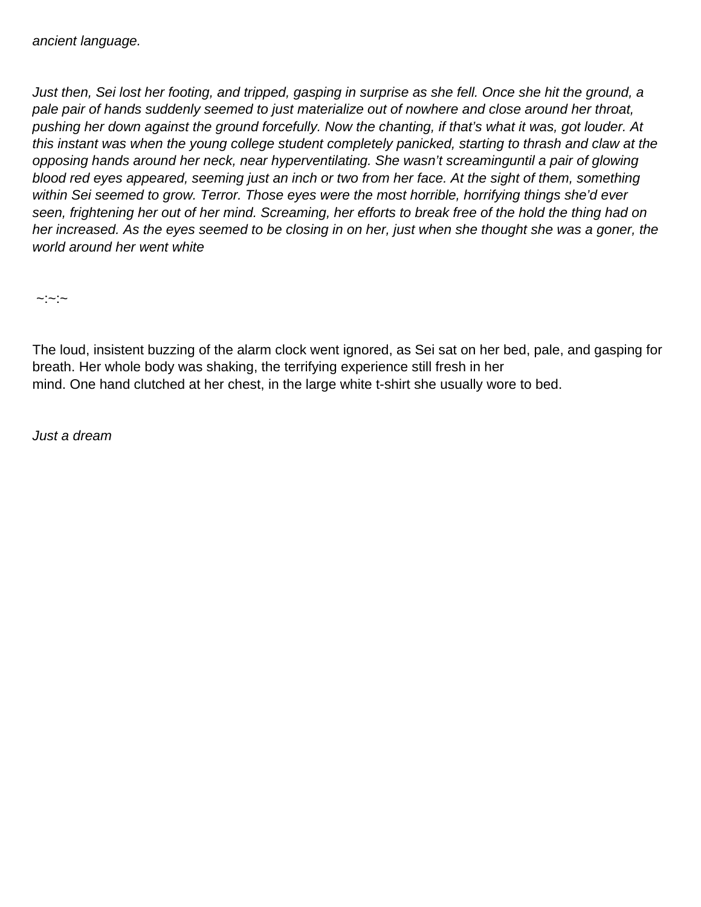*ancient language.*

*Just then, Sei lost her footing, and tripped, gasping in surprise as she fell. Once she hit the ground, a pale pair of hands suddenly seemed to just materialize out of nowhere and close around her throat, pushing her down against the ground forcefully. Now the chanting, if that's what it was, got louder. At this instant was when the young college student completely panicked, starting to thrash and claw at the opposing hands around her neck, near hyperventilating. She wasn't screaminguntil a pair of glowing blood red eyes appeared, seeming just an inch or two from her face. At the sight of them, something within Sei seemed to grow. Terror. Those eyes were the most horrible, horrifying things she'd ever seen, frightening her out of her mind. Screaming, her efforts to break free of the hold the thing had on her increased. As the eyes seemed to be closing in on her, just when she thought she was a goner, the world around her went white*

~:~:~

The loud, insistent buzzing of the alarm clock went ignored, as Sei sat on her bed, pale, and gasping for breath. Her whole body was shaking, the terrifying experience still fresh in her mind. One hand clutched at her chest, in the large white t-shirt she usually wore to bed.

*Just a dream*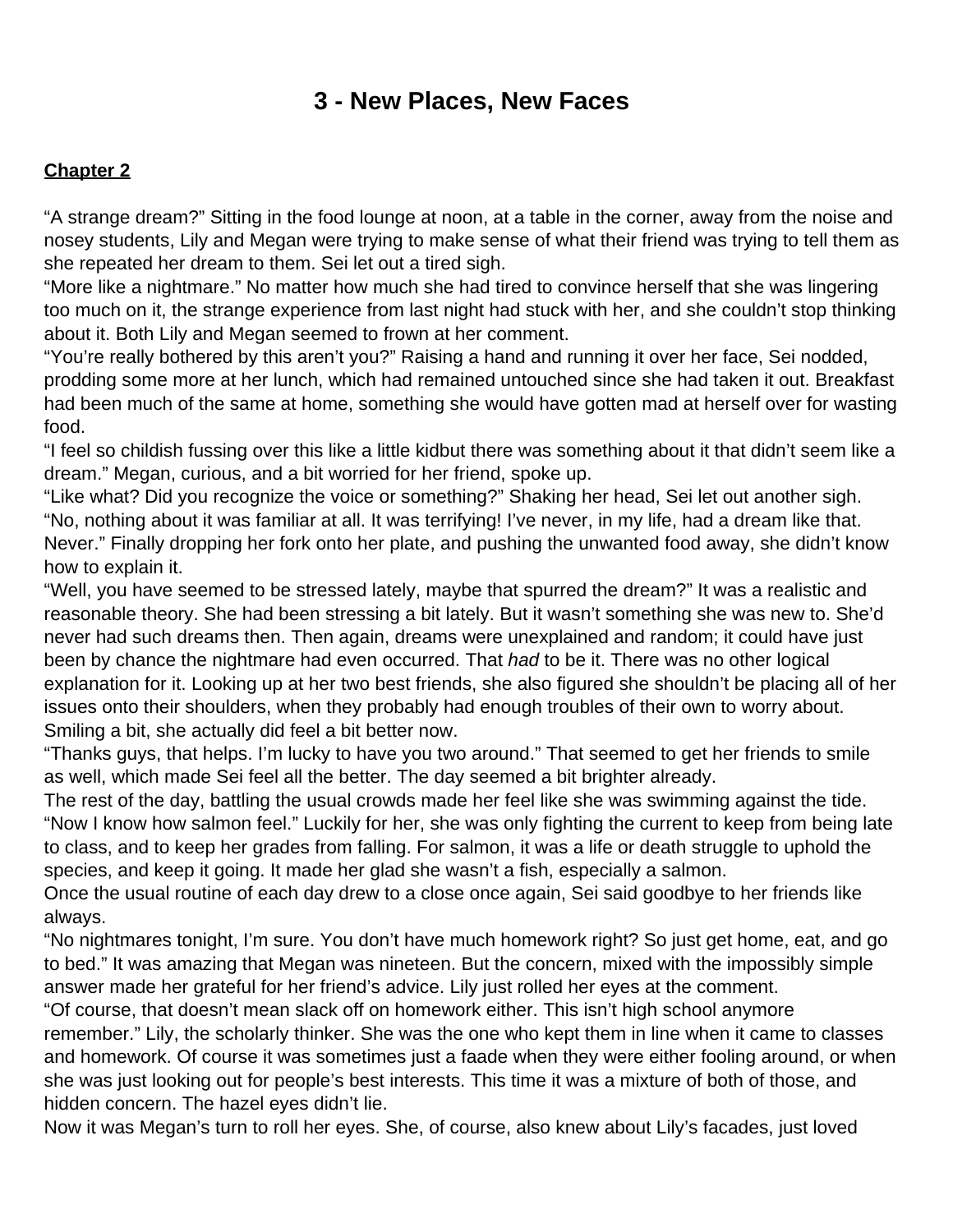# 3 - New Places, New Faces

**Chapter 2**

"A strange dream?" Sitting in the food lounge at noon, at a table in the corner, away from the noise and nosey students, Lily and Megan were trying to make sense of what their friend was trying to tell them as she repeated her dream to them. Sei let out a tired sigh.

"More like a nightmare." No matter how much she had tired to convince herself that she was lingering too much on it, the strange experience from last night had stuck with her, and she couldn't stop thinking about it. Both Lily and Megan seemed to frown at her comment.

"You're really bothered by this aren't you?" Raising a hand and running it over her face, Sei nodded, prodding some more at her lunch, which had remained untouched since she had taken it out. Breakfast had been much of the same at home, something she would have gotten mad at herself over for wasting food.

"I feel so childish fussing over this like a little kidbut there was something about it that didn't seem like a dream." Megan, curious, and a bit worried for her friend, spoke up.

"Like what? Did you recognize the voice or something?" Shaking her head, Sei let out another sigh.

"No, nothing about it was familiar at all. It was terrifying! I've never, in my life, had a dream like that. Never." Finally dropping her fork onto her plate, and pushing the unwanted food away, she didn't know how to explain it.

"Well, you have seemed to be stressed lately, maybe that spurred the dream?" It was a realistic and reasonable theory. She had been stressing a bit lately. But it wasn't something she was new to. She'd never had such dreams then. Then again, dreams were unexplained and random; it could have just been by chance the nightmare had even occurred. That *had* to be it. There was no other logical explanation for it. Looking up at her two best friends, she also figured she shouldn't be placing all of her issues onto their shoulders, when they probably had enough troubles of their own to worry about. Smiling a bit, she actually did feel a bit better now.

"Thanks guys, that helps. I'm lucky to have you two around." That seemed to get her friends to smile as well, which made Sei feel all the better. The day seemed a bit brighter already.

The rest of the day, battling the usual crowds made her feel like she was swimming against the tide. "Now I know how salmon feel." Luckily for her, she was only fighting the current to keep from being late to class, and to keep her grades from falling. For salmon, it was a life or death struggle to uphold the species, and keep it going. It made her glad she wasn't a fish, especially a salmon.

Once the usual routine of each day drew to a close once again, Sei said goodbye to her friends like always.

"No nightmares tonight, I'm sure. You don't have much homework right? So just get home, eat, and go to bed." It was amazing that Megan was nineteen. But the concern, mixed with the impossibly simple answer made her grateful for her friend's advice. Lily just rolled her eyes at the comment.

"Of course, that doesn't mean slack off on homework either. This isn't high school anymore remember." Lily, the scholarly thinker. She was the one who kept them in line when it came to classes and homework. Of course it was sometimes just a faade when they were either fooling around, or when she was just looking out for people's best interests. This time it was a mixture of both of those, and hidden concern. The hazel eyes didn't lie.

Now it was Megan's turn to roll her eyes. She, of course, also knew about Lily's facades, just loved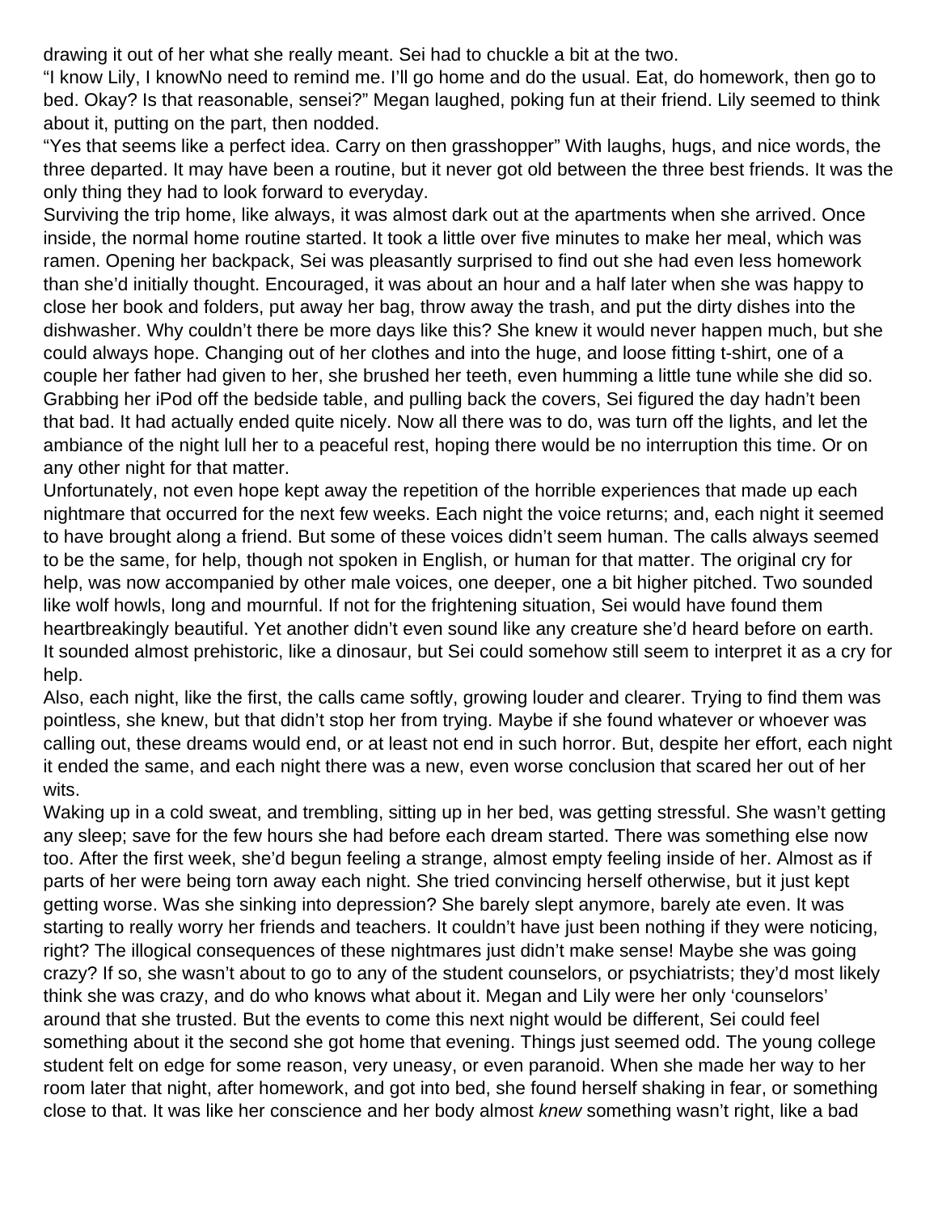drawing it out of her what she really meant. Sei had to chuckle a bit at the two.

"I know Lily, I knowNo need to remind me. I'll go home and do the usual. Eat, do homework, then go to bed. Okay? Is that reasonable, sensei?" Megan laughed, poking fun at their friend. Lily seemed to think about it, putting on the part, then nodded.

"Yes that seems like a perfect idea. Carry on then grasshopper" With laughs, hugs, and nice words, the three departed. It may have been a routine, but it never got old between the three best friends. It was the only thing they had to look forward to everyday.

Surviving the trip home, like always, it was almost dark out at the apartments when she arrived. Once inside, the normal home routine started. It took a little over five minutes to make her meal, which was ramen. Opening her backpack, Sei was pleasantly surprised to find out she had even less homework than she'd initially thought. Encouraged, it was about an hour and a half later when she was happy to close her book and folders, put away her bag, throw away the trash, and put the dirty dishes into the dishwasher. Why couldn't there be more days like this? She knew it would never happen much, but she could always hope. Changing out of her clothes and into the huge, and loose fitting t-shirt, one of a couple her father had given to her, she brushed her teeth, even humming a little tune while she did so. Grabbing her iPod off the bedside table, and pulling back the covers, Sei figured the day hadn't been that bad. It had actually ended quite nicely. Now all there was to do, was turn off the lights, and let the ambiance of the night lull her to a peaceful rest, hoping there would be no interruption this time. Or on any other night for that matter.

Unfortunately, not even hope kept away the repetition of the horrible experiences that made up each nightmare that occurred for the next few weeks. Each night the voice returns; and, each night it seemed to have brought along a friend. But some of these voices didn't seem human. The calls always seemed to be the same, for help, though not spoken in English, or human for that matter. The original cry for help, was now accompanied by other male voices, one deeper, one a bit higher pitched. Two sounded like wolf howls, long and mournful. If not for the frightening situation, Sei would have found them heartbreakingly beautiful. Yet another didn't even sound like any creature she'd heard before on earth. It sounded almost prehistoric, like a dinosaur, but Sei could somehow still seem to interpret it as a cry for help.

Also, each night, like the first, the calls came softly, growing louder and clearer. Trying to find them was pointless, she knew, but that didn't stop her from trying. Maybe if she found whatever or whoever was calling out, these dreams would end, or at least not end in such horror. But, despite her effort, each night it ended the same, and each night there was a new, even worse conclusion that scared her out of her wits.

Waking up in a cold sweat, and trembling, sitting up in her bed, was getting stressful. She wasn't getting any sleep; save for the few hours she had before each dream started. There was something else now too. After the first week, she'd begun feeling a strange, almost empty feeling inside of her. Almost as if parts of her were being torn away each night. She tried convincing herself otherwise, but it just kept getting worse. Was she sinking into depression? She barely slept anymore, barely ate even. It was starting to really worry her friends and teachers. It couldn't have just been nothing if they were noticing, right? The illogical consequences of these nightmares just didn't make sense! Maybe she was going crazy? If so, she wasn't about to go to any of the student counselors, or psychiatrists; they'd most likely think she was crazy, and do who knows what about it. Megan and Lily were her only 'counselors' around that she trusted. But the events to come this next night would be different, Sei could feel something about it the second she got home that evening. Things just seemed odd. The young college student felt on edge for some reason, very uneasy, or even paranoid. When she made her way to her room later that night, after homework, and got into bed, she found herself shaking in fear, or something close to that. It was like her conscience and her body almost *knew* something wasn't right, like a bad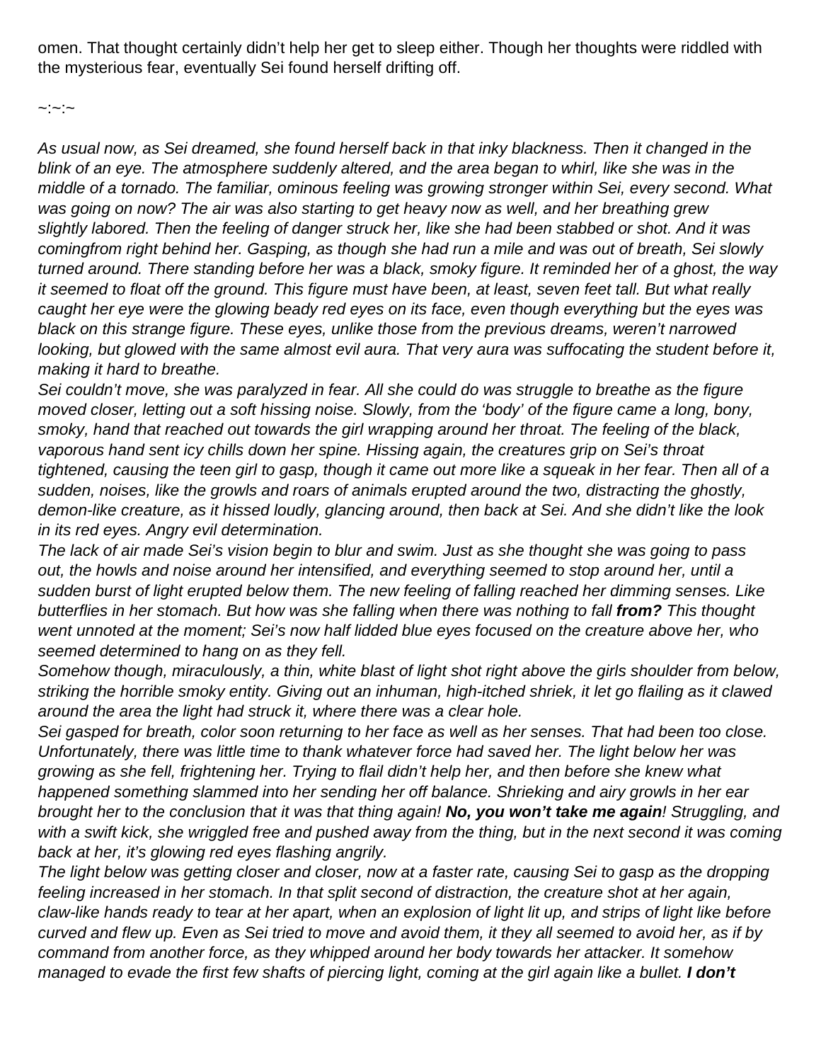omen. That thought certainly didn't help her get to sleep either. Though her thoughts were riddled with the mysterious fear, eventually Sei found herself drifting off.

~:~:~

*As usual now, as Sei dreamed, she found herself back in that inky blackness. Then it changed in the blink of an eye. The atmosphere suddenly altered, and the area began to whirl, like she was in the middle of a tornado. The familiar, ominous feeling was growing stronger within Sei, every second. What was going on now? The air was also starting to get heavy now as well, and her breathing grew slightly labored. Then the feeling of danger struck her, like she had been stabbed or shot. And it was comingfrom right behind her. Gasping, as though she had run a mile and was out of breath, Sei slowly turned around. There standing before her was a black, smoky figure. It reminded her of a ghost, the way it seemed to float off the ground. This figure must have been, at least, seven feet tall. But what really caught her eye were the glowing beady red eyes on its face, even though everything but the eyes was black on this strange figure. These eyes, unlike those from the previous dreams, weren't narrowed looking, but glowed with the same almost evil aura. That very aura was suffocating the student before it, making it hard to breathe.*

*Sei couldn't move, she was paralyzed in fear. All she could do was struggle to breathe as the figure moved closer, letting out a soft hissing noise. Slowly, from the 'body' of the figure came a long, bony, smoky, hand that reached out towards the girl wrapping around her throat. The feeling of the black, vaporous hand sent icy chills down her spine. Hissing again, the creatures grip on Sei's throat tightened, causing the teen girl to gasp, though it came out more like a squeak in her fear. Then all of a sudden, noises, like the growls and roars of animals erupted around the two, distracting the ghostly, demon-like creature, as it hissed loudly, glancing around, then back at Sei. And she didn't like the look in its red eyes. Angry evil determination.*

*The lack of air made Sei's vision begin to blur and swim. Just as she thought she was going to pass out, the howls and noise around her intensified, and everything seemed to stop around her, until a sudden burst of light erupted below them. The new feeling of falling reached her dimming senses. Like butterflies in her stomach. But how was she falling when there was nothing to fall* ***from?*** *This thought went unnoted at the moment; Sei's now half lidded blue eyes focused on the creature above her, who seemed determined to hang on as they fell.*

*Somehow though, miraculously, a thin, white blast of light shot right above the girls shoulder from below, striking the horrible smoky entity. Giving out an inhuman, high-itched shriek, it let go flailing as it clawed around the area the light had struck it, where there was a clear hole.*

*Sei gasped for breath, color soon returning to her face as well as her senses. That had been too close. Unfortunately, there was little time to thank whatever force had saved her. The light below her was growing as she fell, frightening her. Trying to flail didn't help her, and then before she knew what happened something slammed into her sending her off balance. Shrieking and airy growls in her ear brought her to the conclusion that it was that thing again!* ***No, you won't take me again****! Struggling, and with a swift kick, she wriggled free and pushed away from the thing, but in the next second it was coming back at her, it's glowing red eyes flashing angrily.*

*The light below was getting closer and closer, now at a faster rate, causing Sei to gasp as the dropping feeling increased in her stomach. In that split second of distraction, the creature shot at her again, claw-like hands ready to tear at her apart, when an explosion of light lit up, and strips of light like before curved and flew up. Even as Sei tried to move and avoid them, it they all seemed to avoid her, as if by command from another force, as they whipped around her body towards her attacker. It somehow managed to evade the first few shafts of piercing light, coming at the girl again like a bullet.* ***I don't***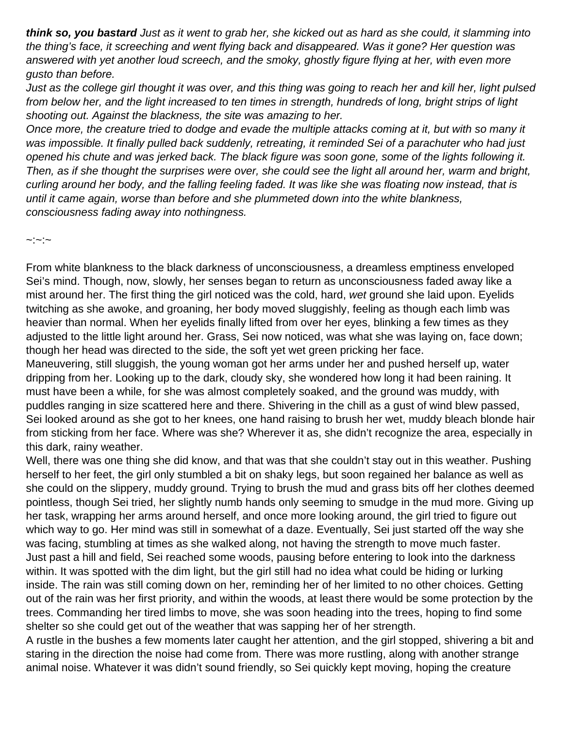***think so, you bastard*** *Just as it went to grab her, she kicked out as hard as she could, it slamming into the thing's face, it screeching and went flying back and disappeared. Was it gone? Her question was answered with yet another loud screech, and the smoky, ghostly figure flying at her, with even more gusto than before.*

*Just as the college girl thought it was over, and this thing was going to reach her and kill her, light pulsed from below her, and the light increased to ten times in strength, hundreds of long, bright strips of light shooting out. Against the blackness, the site was amazing to her.*

*Once more, the creature tried to dodge and evade the multiple attacks coming at it, but with so many it was impossible. It finally pulled back suddenly, retreating, it reminded Sei of a parachuter who had just opened his chute and was jerked back. The black figure was soon gone, some of the lights following it. Then, as if she thought the surprises were over, she could see the light all around her, warm and bright, curling around her body, and the falling feeling faded. It was like she was floating now instead, that is until it came again, worse than before and she plummeted down into the white blankness, consciousness fading away into nothingness.*

~:~:~

From white blankness to the black darkness of unconsciousness, a dreamless emptiness enveloped Sei's mind. Though, now, slowly, her senses began to return as unconsciousness faded away like a mist around her. The first thing the girl noticed was the cold, hard, *wet* ground she laid upon. Eyelids twitching as she awoke, and groaning, her body moved sluggishly, feeling as though each limb was heavier than normal. When her eyelids finally lifted from over her eyes, blinking a few times as they adjusted to the little light around her. Grass, Sei now noticed, was what she was laying on, face down; though her head was directed to the side, the soft yet wet green pricking her face.

Maneuvering, still sluggish, the young woman got her arms under her and pushed herself up, water dripping from her. Looking up to the dark, cloudy sky, she wondered how long it had been raining. It must have been a while, for she was almost completely soaked, and the ground was muddy, with puddles ranging in size scattered here and there. Shivering in the chill as a gust of wind blew passed, Sei looked around as she got to her knees, one hand raising to brush her wet, muddy bleach blonde hair from sticking from her face. Where was she? Wherever it as, she didn't recognize the area, especially in this dark, rainy weather.

Well, there was one thing she did know, and that was that she couldn't stay out in this weather. Pushing herself to her feet, the girl only stumbled a bit on shaky legs, but soon regained her balance as well as she could on the slippery, muddy ground. Trying to brush the mud and grass bits off her clothes deemed pointless, though Sei tried, her slightly numb hands only seeming to smudge in the mud more. Giving up her task, wrapping her arms around herself, and once more looking around, the girl tried to figure out which way to go. Her mind was still in somewhat of a daze. Eventually, Sei just started off the way she was facing, stumbling at times as she walked along, not having the strength to move much faster.

Just past a hill and field, Sei reached some woods, pausing before entering to look into the darkness within. It was spotted with the dim light, but the girl still had no idea what could be hiding or lurking inside. The rain was still coming down on her, reminding her of her limited to no other choices. Getting out of the rain was her first priority, and within the woods, at least there would be some protection by the trees. Commanding her tired limbs to move, she was soon heading into the trees, hoping to find some shelter so she could get out of the weather that was sapping her of her strength.

A rustle in the bushes a few moments later caught her attention, and the girl stopped, shivering a bit and staring in the direction the noise had come from. There was more rustling, along with another strange animal noise. Whatever it was didn't sound friendly, so Sei quickly kept moving, hoping the creature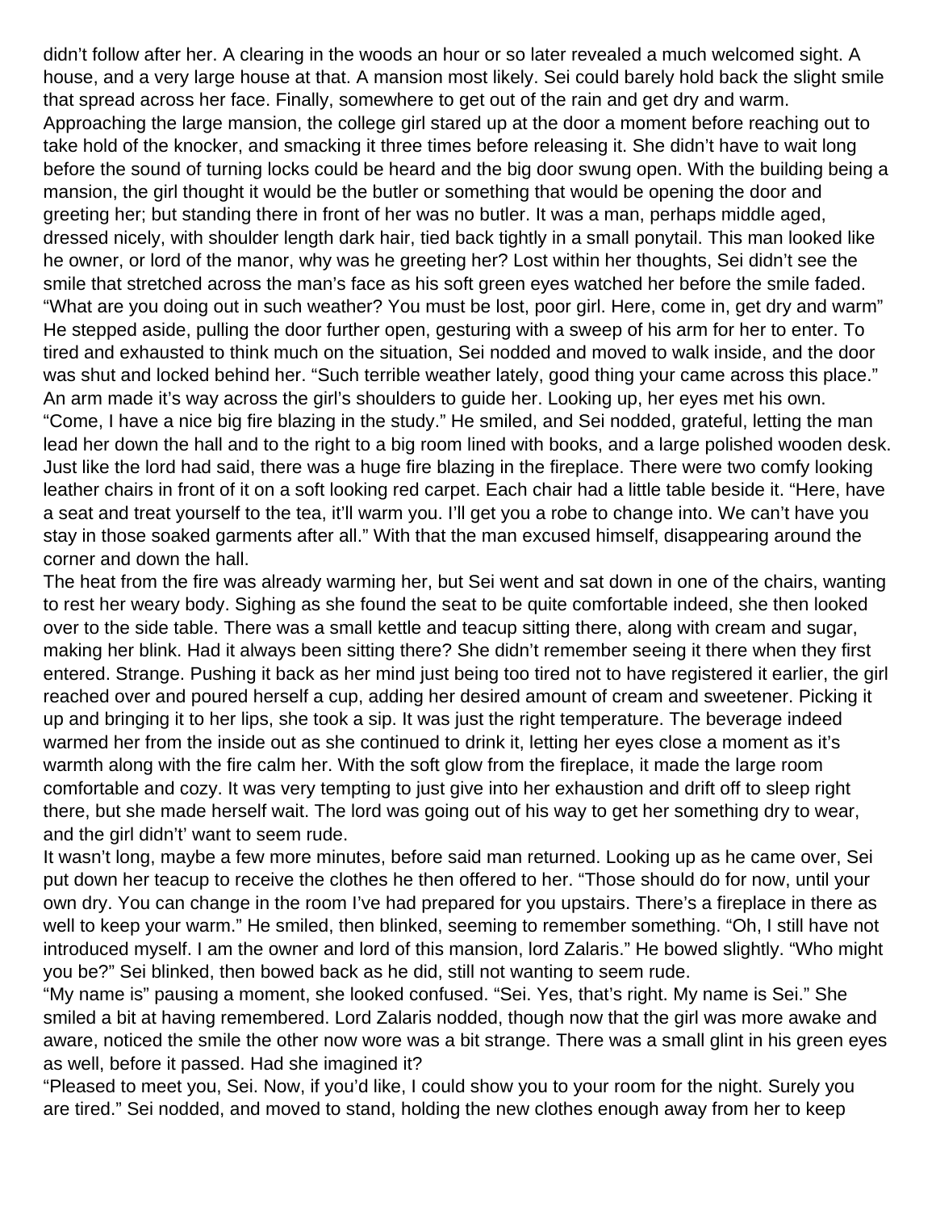didn’t follow after her. A clearing in the woods an hour or so later revealed a much welcomed sight. A house, and a very large house at that. A mansion most likely. Sei could barely hold back the slight smile that spread across her face. Finally, somewhere to get out of the rain and get dry and warm. Approaching the large mansion, the college girl stared up at the door a moment before reaching out to take hold of the knocker, and smacking it three times before releasing it. She didn’t have to wait long before the sound of turning locks could be heard and the big door swung open. With the building being a mansion, the girl thought it would be the butler or something that would be opening the door and greeting her; but standing there in front of her was no butler. It was a man, perhaps middle aged, dressed nicely, with shoulder length dark hair, tied back tightly in a small ponytail. This man looked like he owner, or lord of the manor, why was he greeting her? Lost within her thoughts, Sei didn’t see the smile that stretched across the man’s face as his soft green eyes watched her before the smile faded. “What are you doing out in such weather? You must be lost, poor girl. Here, come in, get dry and warm” He stepped aside, pulling the door further open, gesturing with a sweep of his arm for her to enter. To tired and exhausted to think much on the situation, Sei nodded and moved to walk inside, and the door was shut and locked behind her. “Such terrible weather lately, good thing your came across this place.” An arm made it’s way across the girl’s shoulders to guide her. Looking up, her eyes met his own. “Come, I have a nice big fire blazing in the study.” He smiled, and Sei nodded, grateful, letting the man lead her down the hall and to the right to a big room lined with books, and a large polished wooden desk. Just like the lord had said, there was a huge fire blazing in the fireplace. There were two comfy looking leather chairs in front of it on a soft looking red carpet. Each chair had a little table beside it. “Here, have a seat and treat yourself to the tea, it’ll warm you. I’ll get you a robe to change into. We can’t have you stay in those soaked garments after all.” With that the man excused himself, disappearing around the corner and down the hall.

The heat from the fire was already warming her, but Sei went and sat down in one of the chairs, wanting to rest her weary body. Sighing as she found the seat to be quite comfortable indeed, she then looked over to the side table. There was a small kettle and teacup sitting there, along with cream and sugar, making her blink. Had it always been sitting there? She didn’t remember seeing it there when they first entered. Strange. Pushing it back as her mind just being too tired not to have registered it earlier, the girl reached over and poured herself a cup, adding her desired amount of cream and sweetener. Picking it up and bringing it to her lips, she took a sip. It was just the right temperature. The beverage indeed warmed her from the inside out as she continued to drink it, letting her eyes close a moment as it’s warmth along with the fire calm her. With the soft glow from the fireplace, it made the large room comfortable and cozy. It was very tempting to just give into her exhaustion and drift off to sleep right there, but she made herself wait. The lord was going out of his way to get her something dry to wear, and the girl didn’t’ want to seem rude.

It wasn’t long, maybe a few more minutes, before said man returned. Looking up as he came over, Sei put down her teacup to receive the clothes he then offered to her. “Those should do for now, until your own dry. You can change in the room I’ve had prepared for you upstairs. There’s a fireplace in there as well to keep your warm.” He smiled, then blinked, seeming to remember something. “Oh, I still have not introduced myself. I am the owner and lord of this mansion, lord Zalaris.” He bowed slightly. “Who might you be?” Sei blinked, then bowed back as he did, still not wanting to seem rude.

“My name is” pausing a moment, she looked confused. “Sei. Yes, that’s right. My name is Sei.” She smiled a bit at having remembered. Lord Zalaris nodded, though now that the girl was more awake and aware, noticed the smile the other now wore was a bit strange. There was a small glint in his green eyes as well, before it passed. Had she imagined it?

“Pleased to meet you, Sei. Now, if you’d like, I could show you to your room for the night. Surely you are tired.” Sei nodded, and moved to stand, holding the new clothes enough away from her to keep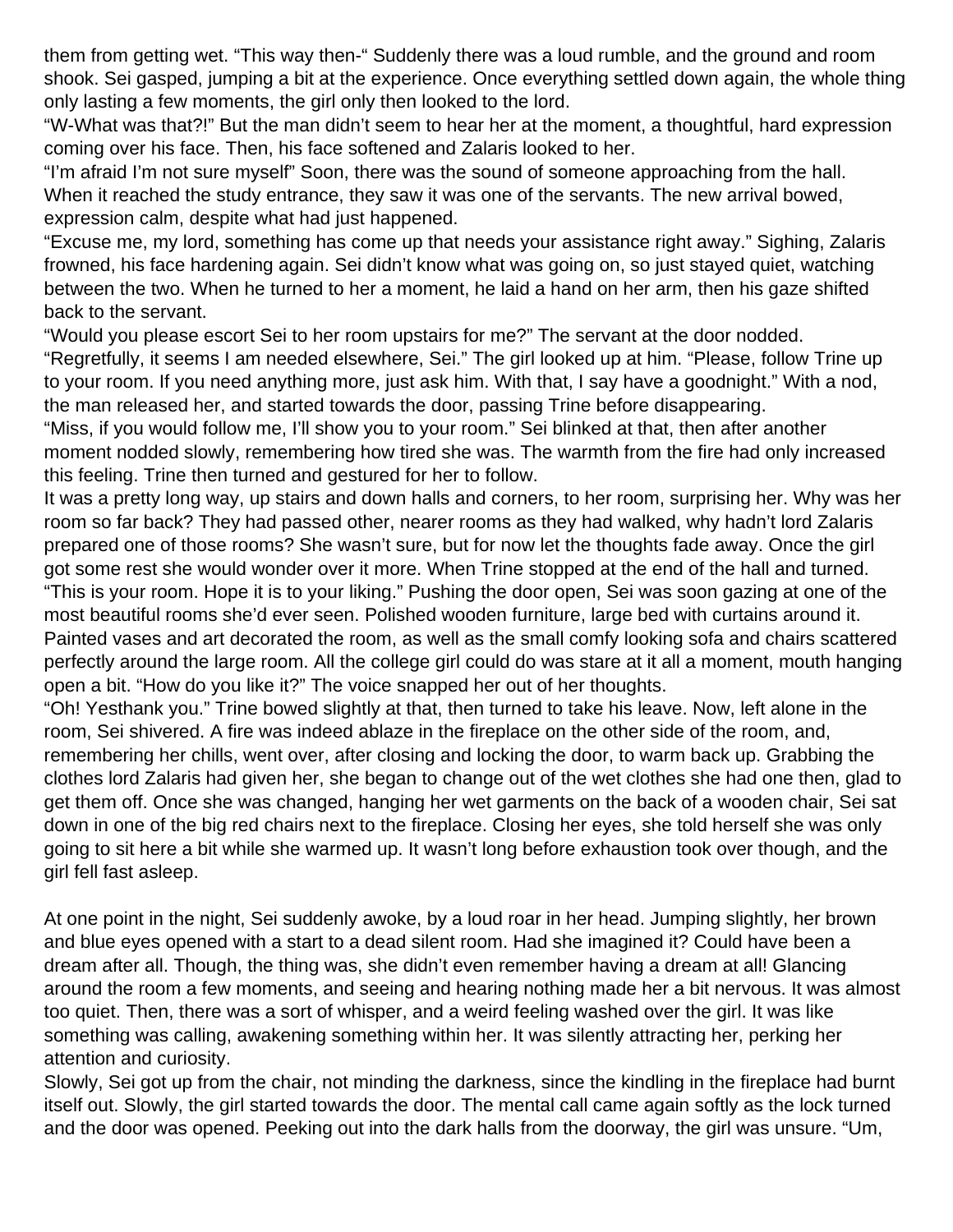them from getting wet. “This way then-“ Suddenly there was a loud rumble, and the ground and room shook. Sei gasped, jumping a bit at the experience. Once everything settled down again, the whole thing only lasting a few moments, the girl only then looked to the lord.

“W-What was that?!” But the man didn’t seem to hear her at the moment, a thoughtful, hard expression coming over his face. Then, his face softened and Zalaris looked to her.

“I’m afraid I’m not sure myself” Soon, there was the sound of someone approaching from the hall. When it reached the study entrance, they saw it was one of the servants. The new arrival bowed, expression calm, despite what had just happened.

“Excuse me, my lord, something has come up that needs your assistance right away.” Sighing, Zalaris frowned, his face hardening again. Sei didn’t know what was going on, so just stayed quiet, watching between the two. When he turned to her a moment, he laid a hand on her arm, then his gaze shifted back to the servant.

“Would you please escort Sei to her room upstairs for me?” The servant at the door nodded.

“Regretfully, it seems I am needed elsewhere, Sei.” The girl looked up at him. “Please, follow Trine up to your room. If you need anything more, just ask him. With that, I say have a goodnight.” With a nod, the man released her, and started towards the door, passing Trine before disappearing.

“Miss, if you would follow me, I’ll show you to your room.” Sei blinked at that, then after another moment nodded slowly, remembering how tired she was. The warmth from the fire had only increased this feeling. Trine then turned and gestured for her to follow.

It was a pretty long way, up stairs and down halls and corners, to her room, surprising her. Why was her room so far back? They had passed other, nearer rooms as they had walked, why hadn’t lord Zalaris prepared one of those rooms? She wasn’t sure, but for now let the thoughts fade away. Once the girl got some rest she would wonder over it more. When Trine stopped at the end of the hall and turned.

“This is your room. Hope it is to your liking.” Pushing the door open, Sei was soon gazing at one of the most beautiful rooms she’d ever seen. Polished wooden furniture, large bed with curtains around it. Painted vases and art decorated the room, as well as the small comfy looking sofa and chairs scattered perfectly around the large room. All the college girl could do was stare at it all a moment, mouth hanging open a bit. “How do you like it?” The voice snapped her out of her thoughts.

“Oh! Yesthank you.” Trine bowed slightly at that, then turned to take his leave. Now, left alone in the room, Sei shivered. A fire was indeed ablaze in the fireplace on the other side of the room, and, remembering her chills, went over, after closing and locking the door, to warm back up. Grabbing the clothes lord Zalaris had given her, she began to change out of the wet clothes she had one then, glad to get them off. Once she was changed, hanging her wet garments on the back of a wooden chair, Sei sat down in one of the big red chairs next to the fireplace. Closing her eyes, she told herself she was only going to sit here a bit while she warmed up. It wasn’t long before exhaustion took over though, and the girl fell fast asleep.

At one point in the night, Sei suddenly awoke, by a loud roar in her head. Jumping slightly, her brown and blue eyes opened with a start to a dead silent room. Had she imagined it? Could have been a dream after all. Though, the thing was, she didn’t even remember having a dream at all! Glancing around the room a few moments, and seeing and hearing nothing made her a bit nervous. It was almost too quiet. Then, there was a sort of whisper, and a weird feeling washed over the girl. It was like something was calling, awakening something within her. It was silently attracting her, perking her attention and curiosity.

Slowly, Sei got up from the chair, not minding the darkness, since the kindling in the fireplace had burnt itself out. Slowly, the girl started towards the door. The mental call came again softly as the lock turned and the door was opened. Peeking out into the dark halls from the doorway, the girl was unsure. “Um,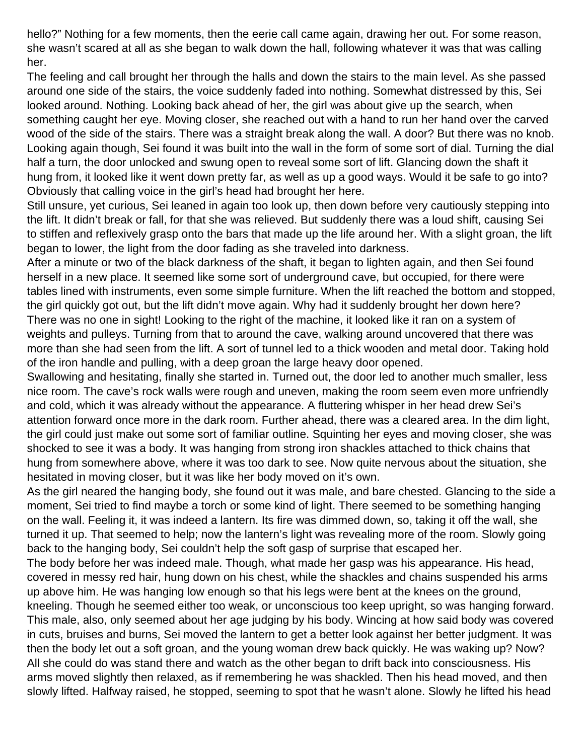hello?" Nothing for a few moments, then the eerie call came again, drawing her out. For some reason, she wasn't scared at all as she began to walk down the hall, following whatever it was that was calling her.

The feeling and call brought her through the halls and down the stairs to the main level. As she passed around one side of the stairs, the voice suddenly faded into nothing. Somewhat distressed by this, Sei looked around. Nothing. Looking back ahead of her, the girl was about give up the search, when something caught her eye. Moving closer, she reached out with a hand to run her hand over the carved wood of the side of the stairs. There was a straight break along the wall. A door? But there was no knob. Looking again though, Sei found it was built into the wall in the form of some sort of dial. Turning the dial half a turn, the door unlocked and swung open to reveal some sort of lift. Glancing down the shaft it hung from, it looked like it went down pretty far, as well as up a good ways. Would it be safe to go into? Obviously that calling voice in the girl's head had brought her here.

Still unsure, yet curious, Sei leaned in again too look up, then down before very cautiously stepping into the lift. It didn't break or fall, for that she was relieved. But suddenly there was a loud shift, causing Sei to stiffen and reflexively grasp onto the bars that made up the life around her. With a slight groan, the lift began to lower, the light from the door fading as she traveled into darkness.

After a minute or two of the black darkness of the shaft, it began to lighten again, and then Sei found herself in a new place. It seemed like some sort of underground cave, but occupied, for there were tables lined with instruments, even some simple furniture. When the lift reached the bottom and stopped, the girl quickly got out, but the lift didn't move again. Why had it suddenly brought her down here? There was no one in sight! Looking to the right of the machine, it looked like it ran on a system of weights and pulleys. Turning from that to around the cave, walking around uncovered that there was more than she had seen from the lift. A sort of tunnel led to a thick wooden and metal door. Taking hold of the iron handle and pulling, with a deep groan the large heavy door opened.

Swallowing and hesitating, finally she started in. Turned out, the door led to another much smaller, less nice room. The cave's rock walls were rough and uneven, making the room seem even more unfriendly and cold, which it was already without the appearance. A fluttering whisper in her head drew Sei's attention forward once more in the dark room. Further ahead, there was a cleared area. In the dim light, the girl could just make out some sort of familiar outline. Squinting her eyes and moving closer, she was shocked to see it was a body. It was hanging from strong iron shackles attached to thick chains that hung from somewhere above, where it was too dark to see. Now quite nervous about the situation, she hesitated in moving closer, but it was like her body moved on it's own.

As the girl neared the hanging body, she found out it was male, and bare chested. Glancing to the side a moment, Sei tried to find maybe a torch or some kind of light. There seemed to be something hanging on the wall. Feeling it, it was indeed a lantern. Its fire was dimmed down, so, taking it off the wall, she turned it up. That seemed to help; now the lantern's light was revealing more of the room. Slowly going back to the hanging body, Sei couldn't help the soft gasp of surprise that escaped her.

The body before her was indeed male. Though, what made her gasp was his appearance. His head, covered in messy red hair, hung down on his chest, while the shackles and chains suspended his arms up above him. He was hanging low enough so that his legs were bent at the knees on the ground, kneeling. Though he seemed either too weak, or unconscious too keep upright, so was hanging forward. This male, also, only seemed about her age judging by his body. Wincing at how said body was covered in cuts, bruises and burns, Sei moved the lantern to get a better look against her better judgment. It was then the body let out a soft groan, and the young woman drew back quickly. He was waking up? Now? All she could do was stand there and watch as the other began to drift back into consciousness. His arms moved slightly then relaxed, as if remembering he was shackled. Then his head moved, and then slowly lifted. Halfway raised, he stopped, seeming to spot that he wasn't alone. Slowly he lifted his head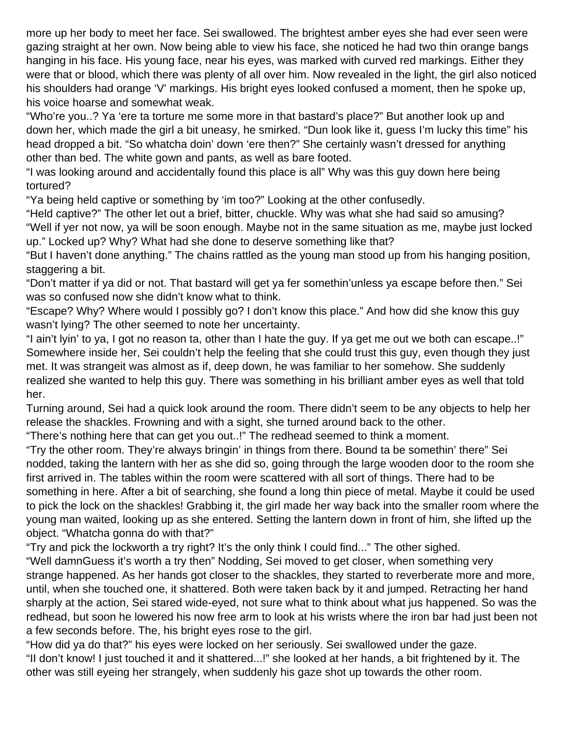more up her body to meet her face. Sei swallowed. The brightest amber eyes she had ever seen were gazing straight at her own. Now being able to view his face, she noticed he had two thin orange bangs hanging in his face. His young face, near his eyes, was marked with curved red markings. Either they were that or blood, which there was plenty of all over him. Now revealed in the light, the girl also noticed his shoulders had orange 'V' markings. His bright eyes looked confused a moment, then he spoke up, his voice hoarse and somewhat weak.

"Who're you..? Ya 'ere ta torture me some more in that bastard's place?" But another look up and down her, which made the girl a bit uneasy, he smirked. "Dun look like it, guess I'm lucky this time" his head dropped a bit. "So whatcha doin' down 'ere then?" She certainly wasn't dressed for anything other than bed. The white gown and pants, as well as bare footed.

"I was looking around and accidentally found this place is all" Why was this guy down here being tortured?

"Ya being held captive or something by 'im too?" Looking at the other confusedly.

"Held captive?" The other let out a brief, bitter, chuckle. Why was what she had said so amusing?

"Well if yer not now, ya will be soon enough. Maybe not in the same situation as me, maybe just locked up." Locked up? Why? What had she done to deserve something like that?

"But I haven't done anything." The chains rattled as the young man stood up from his hanging position, staggering a bit.

"Don't matter if ya did or not. That bastard will get ya fer somethin'unless ya escape before then." Sei was so confused now she didn't know what to think.

"Escape? Why? Where would I possibly go? I don't know this place." And how did she know this guy wasn't lying? The other seemed to note her uncertainty.

"I ain't lyin' to ya, I got no reason ta, other than I hate the guy. If ya get me out we both can escape..!" Somewhere inside her, Sei couldn't help the feeling that she could trust this guy, even though they just met. It was strangeit was almost as if, deep down, he was familiar to her somehow. She suddenly realized she wanted to help this guy. There was something in his brilliant amber eyes as well that told her.

Turning around, Sei had a quick look around the room. There didn't seem to be any objects to help her release the shackles. Frowning and with a sight, she turned around back to the other.

"There's nothing here that can get you out..!" The redhead seemed to think a moment.

"Try the other room. They're always bringin' in things from there. Bound ta be somethin' there" Sei nodded, taking the lantern with her as she did so, going through the large wooden door to the room she first arrived in. The tables within the room were scattered with all sort of things. There had to be something in here. After a bit of searching, she found a long thin piece of metal. Maybe it could be used to pick the lock on the shackles! Grabbing it, the girl made her way back into the smaller room where the young man waited, looking up as she entered. Setting the lantern down in front of him, she lifted up the object. "Whatcha gonna do with that?"

"Try and pick the lockworth a try right? It's the only think I could find..." The other sighed.

"Well damnGuess it's worth a try then" Nodding, Sei moved to get closer, when something very strange happened. As her hands got closer to the shackles, they started to reverberate more and more, until, when she touched one, it shattered. Both were taken back by it and jumped. Retracting her hand sharply at the action, Sei stared wide-eyed, not sure what to think about what jus happened. So was the redhead, but soon he lowered his now free arm to look at his wrists where the iron bar had just been not a few seconds before. The, his bright eyes rose to the girl.

"How did ya do that?" his eyes were locked on her seriously. Sei swallowed under the gaze.

"II don't know! I just touched it and it shattered...!" she looked at her hands, a bit frightened by it. The other was still eyeing her strangely, when suddenly his gaze shot up towards the other room.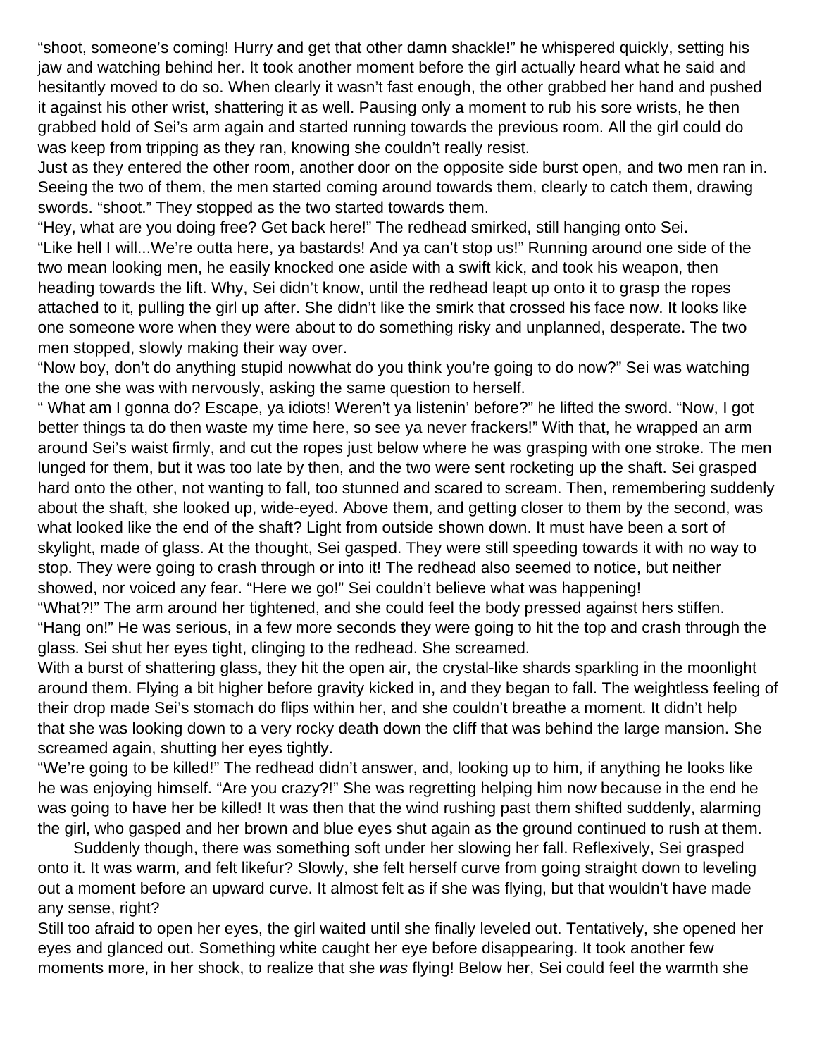"shoot, someone's coming! Hurry and get that other damn shackle!" he whispered quickly, setting his jaw and watching behind her. It took another moment before the girl actually heard what he said and hesitantly moved to do so. When clearly it wasn't fast enough, the other grabbed her hand and pushed it against his other wrist, shattering it as well. Pausing only a moment to rub his sore wrists, he then grabbed hold of Sei's arm again and started running towards the previous room. All the girl could do was keep from tripping as they ran, knowing she couldn't really resist.

Just as they entered the other room, another door on the opposite side burst open, and two men ran in. Seeing the two of them, the men started coming around towards them, clearly to catch them, drawing swords. "shoot." They stopped as the two started towards them.

"Hey, what are you doing free? Get back here!" The redhead smirked, still hanging onto Sei.

"Like hell I will...We're outta here, ya bastards! And ya can't stop us!" Running around one side of the two mean looking men, he easily knocked one aside with a swift kick, and took his weapon, then heading towards the lift. Why, Sei didn't know, until the redhead leapt up onto it to grasp the ropes attached to it, pulling the girl up after. She didn't like the smirk that crossed his face now. It looks like one someone wore when they were about to do something risky and unplanned, desperate. The two men stopped, slowly making their way over.

"Now boy, don't do anything stupid nowwhat do you think you're going to do now?" Sei was watching the one she was with nervously, asking the same question to herself.

" What am I gonna do? Escape, ya idiots! Weren't ya listenin' before?" he lifted the sword. "Now, I got better things ta do then waste my time here, so see ya never frackers!" With that, he wrapped an arm around Sei's waist firmly, and cut the ropes just below where he was grasping with one stroke. The men lunged for them, but it was too late by then, and the two were sent rocketing up the shaft. Sei grasped hard onto the other, not wanting to fall, too stunned and scared to scream. Then, remembering suddenly about the shaft, she looked up, wide-eyed. Above them, and getting closer to them by the second, was what looked like the end of the shaft? Light from outside shown down. It must have been a sort of skylight, made of glass. At the thought, Sei gasped. They were still speeding towards it with no way to stop. They were going to crash through or into it! The redhead also seemed to notice, but neither showed, nor voiced any fear. "Here we go!" Sei couldn't believe what was happening!

"What?!" The arm around her tightened, and she could feel the body pressed against hers stiffen. "Hang on!" He was serious, in a few more seconds they were going to hit the top and crash through the glass. Sei shut her eyes tight, clinging to the redhead. She screamed.

With a burst of shattering glass, they hit the open air, the crystal-like shards sparkling in the moonlight around them. Flying a bit higher before gravity kicked in, and they began to fall. The weightless feeling of their drop made Sei's stomach do flips within her, and she couldn't breathe a moment. It didn't help that she was looking down to a very rocky death down the cliff that was behind the large mansion. She screamed again, shutting her eyes tightly.

"We're going to be killed!" The redhead didn't answer, and, looking up to him, if anything he looks like he was enjoying himself. "Are you crazy?!" She was regretting helping him now because in the end he was going to have her be killed! It was then that the wind rushing past them shifted suddenly, alarming the girl, who gasped and her brown and blue eyes shut again as the ground continued to rush at them.

Suddenly though, there was something soft under her slowing her fall. Reflexively, Sei grasped onto it. It was warm, and felt likefur? Slowly, she felt herself curve from going straight down to leveling out a moment before an upward curve. It almost felt as if she was flying, but that wouldn't have made any sense, right?

Still too afraid to open her eyes, the girl waited until she finally leveled out. Tentatively, she opened her eyes and glanced out. Something white caught her eye before disappearing. It took another few moments more, in her shock, to realize that she *was* flying! Below her, Sei could feel the warmth she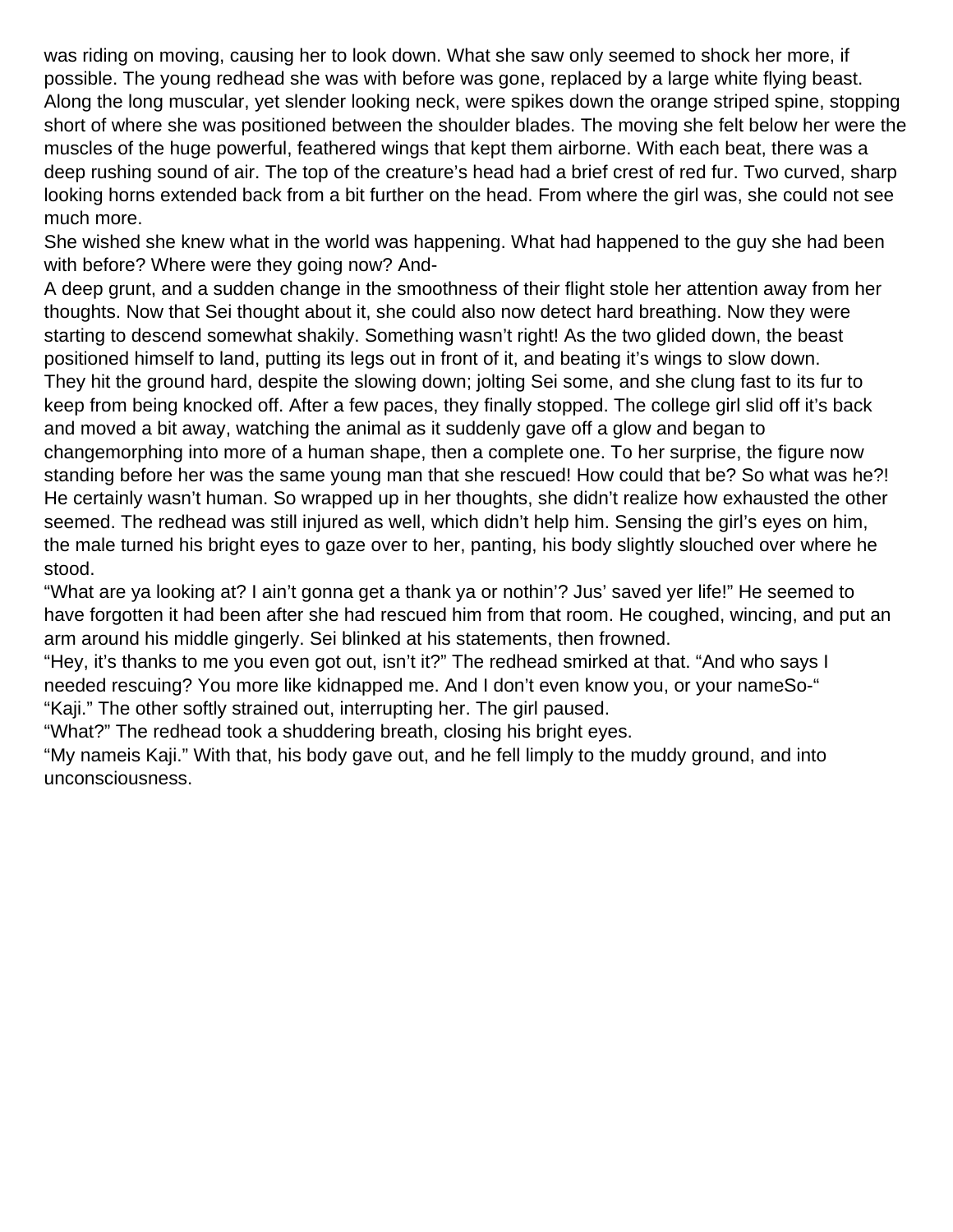was riding on moving, causing her to look down. What she saw only seemed to shock her more, if possible. The young redhead she was with before was gone, replaced by a large white flying beast. Along the long muscular, yet slender looking neck, were spikes down the orange striped spine, stopping short of where she was positioned between the shoulder blades. The moving she felt below her were the muscles of the huge powerful, feathered wings that kept them airborne. With each beat, there was a deep rushing sound of air. The top of the creature's head had a brief crest of red fur. Two curved, sharp looking horns extended back from a bit further on the head. From where the girl was, she could not see much more.

She wished she knew what in the world was happening. What had happened to the guy she had been with before? Where were they going now? And-

A deep grunt, and a sudden change in the smoothness of their flight stole her attention away from her thoughts. Now that Sei thought about it, she could also now detect hard breathing. Now they were starting to descend somewhat shakily. Something wasn't right! As the two glided down, the beast positioned himself to land, putting its legs out in front of it, and beating it's wings to slow down.

They hit the ground hard, despite the slowing down; jolting Sei some, and she clung fast to its fur to keep from being knocked off. After a few paces, they finally stopped. The college girl slid off it's back and moved a bit away, watching the animal as it suddenly gave off a glow and began to changemorphing into more of a human shape, then a complete one. To her surprise, the figure now standing before her was the same young man that she rescued! How could that be? So what was he?! He certainly wasn't human. So wrapped up in her thoughts, she didn't realize how exhausted the other seemed. The redhead was still injured as well, which didn't help him. Sensing the girl's eyes on him, the male turned his bright eyes to gaze over to her, panting, his body slightly slouched over where he stood.

"What are ya looking at? I ain't gonna get a thank ya or nothin'? Jus' saved yer life!" He seemed to have forgotten it had been after she had rescued him from that room. He coughed, wincing, and put an arm around his middle gingerly. Sei blinked at his statements, then frowned.

"Hey, it's thanks to me you even got out, isn't it?" The redhead smirked at that. "And who says I needed rescuing? You more like kidnapped me. And I don't even know you, or your nameSo-"

"Kaji." The other softly strained out, interrupting her. The girl paused.

"What?" The redhead took a shuddering breath, closing his bright eyes.

"My nameis Kaji." With that, his body gave out, and he fell limply to the muddy ground, and into unconsciousness.